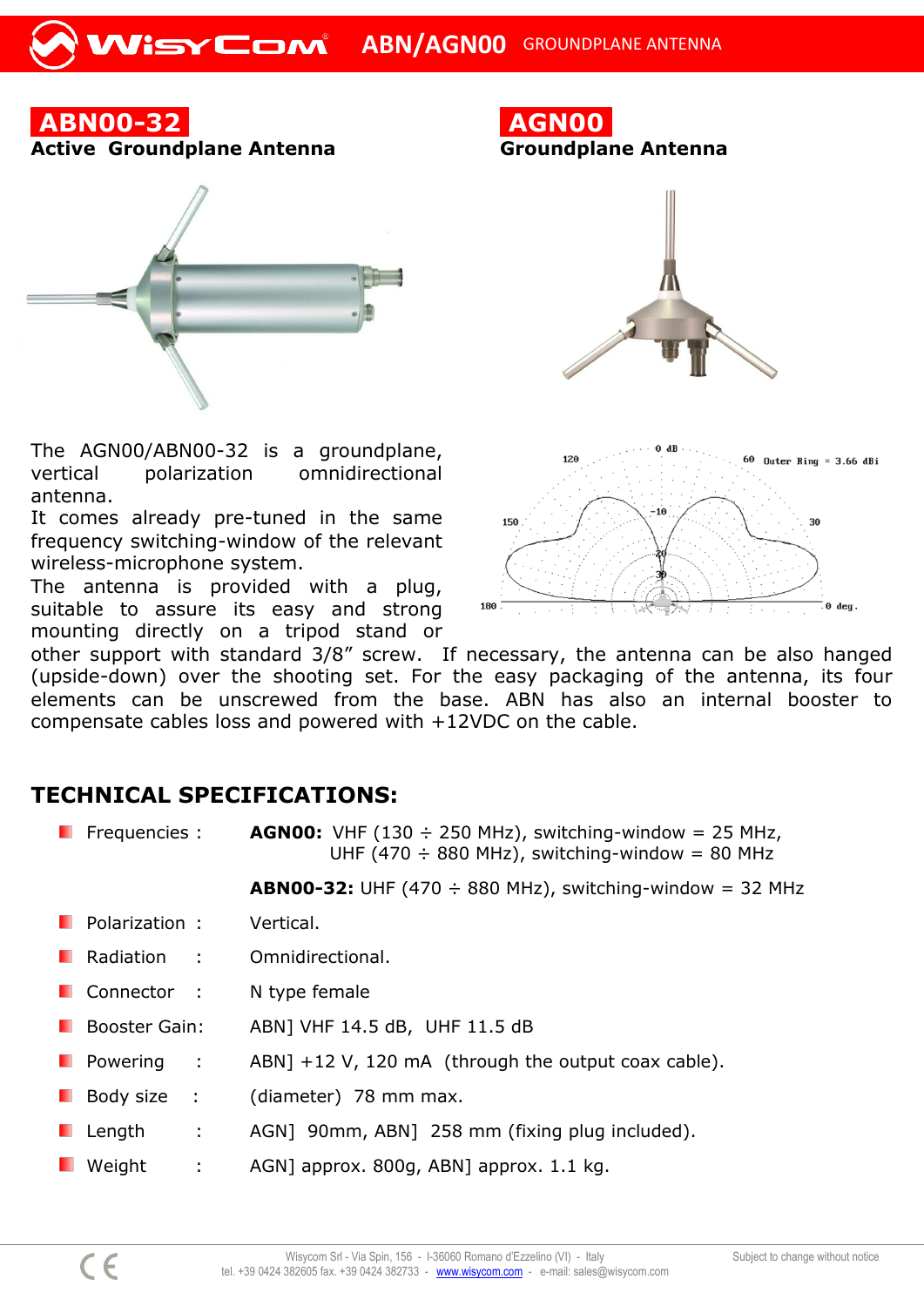## ABN00-32
**Active Groundplane Antenna**

## AGN00
**Groundplane Antenna**

The AGN00/ABN00-32 is a groundplane, vertical polarization omnidirectional antenna.
It comes already pre-tuned in the same frequency switching-window of the relevant wireless-microphone system.
The antenna is provided with a plug, suitable to assure its easy and strong mounting directly on a tripod stand or other support with standard 3/8" screw. If necessary, the antenna can be also hanged (upside-down) over the shooting set. For the easy packaging of the antenna, its four elements can be unscrewed from the base. ABN has also an internal booster to compensate cables loss and powered with +12VDC on the cable.

## TECHNICAL SPECIFICATIONS:

- Frequencies : **AGN00:** VHF (130 ÷ 250 MHz), switching-window = 25 MHz, UHF (470 ÷ 880 MHz), switching-window = 80 MHz

  **ABN00-32:** UHF (470 ÷ 880 MHz), switching-window = 32 MHz
- Polarization : Vertical.
- Radiation : Omnidirectional.
- Connector : N type female
- Booster Gain: ABN] VHF 14.5 dB, UHF 11.5 dB
- Powering : ABN] +12 V, 120 mA (through the output coax cable).
- Body size : (diameter) 78 mm max.
- Length : AGN] 90mm, ABN] 258 mm (fixing plug included).
- Weight : AGN] approx. 800g, ABN] approx. 1.1 kg.

Wisycom Srl - Via Spin, 156 - I-36060 Romano d'Ezzelino (VI) - Italy
tel. +39 0424 382605 fax. +39 0424 382733 - www.wisycom.com - e-mail: sales@wisycom.com

Subject to change without notice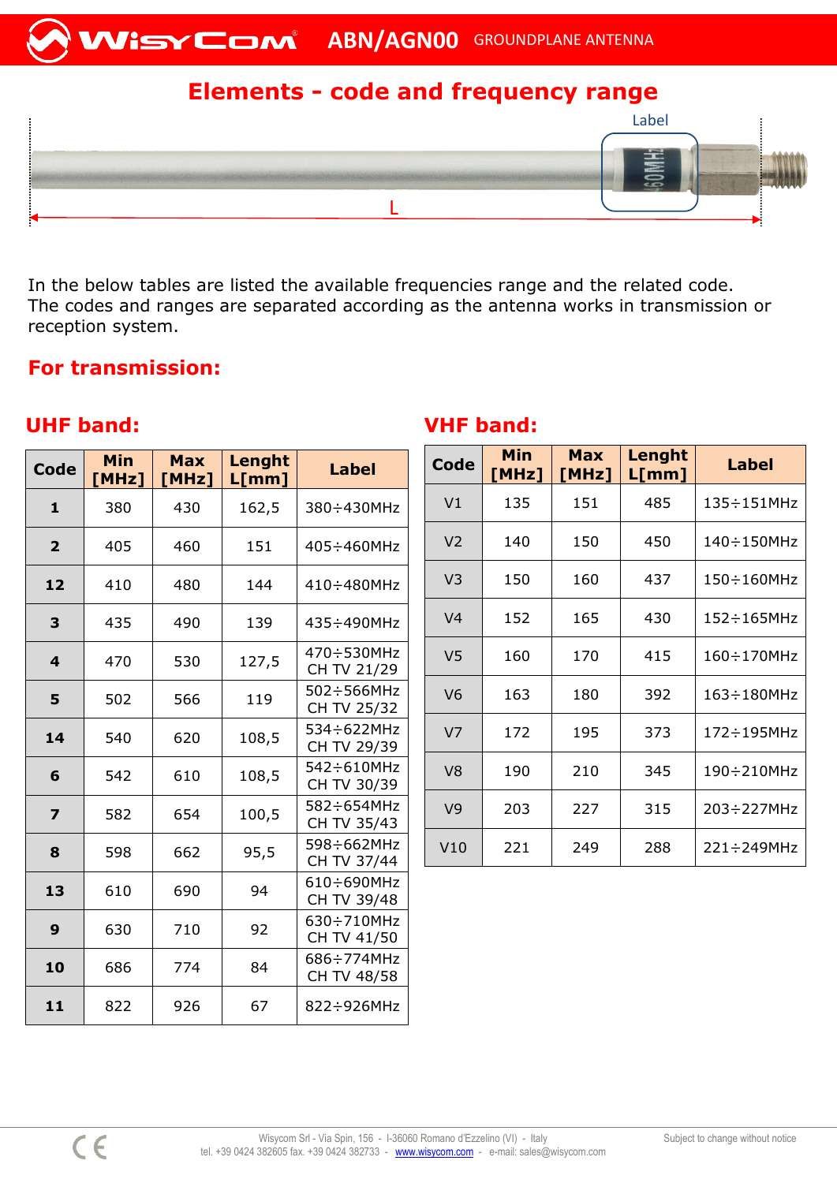## Elements - code and frequency range

Label

L

In the below tables are listed the available frequencies range and the related code.
The codes and ranges are separated according as the antenna works in transmission or reception system.

## For transmission:

### UHF band:

| Code | Min [MHz] | Max [MHz] | Lenght L[mm] | Label |
|---|---|---|---|---|
| **1** | 380 | 430 | 162,5 | 380÷430MHz |
| **2** | 405 | 460 | 151 | 405÷460MHz |
| **12** | 410 | 480 | 144 | 410÷480MHz |
| **3** | 435 | 490 | 139 | 435÷490MHz |
| **4** | 470 | 530 | 127,5 | 470÷530MHz CH TV 21/29 |
| **5** | 502 | 566 | 119 | 502÷566MHz CH TV 25/32 |
| **14** | 540 | 620 | 108,5 | 534÷622MHz CH TV 29/39 |
| **6** | 542 | 610 | 108,5 | 542÷610MHz CH TV 30/39 |
| **7** | 582 | 654 | 100,5 | 582÷654MHz CH TV 35/43 |
| **8** | 598 | 662 | 95,5 | 598÷662MHz CH TV 37/44 |
| **13** | 610 | 690 | 94 | 610÷690MHz CH TV 39/48 |
| **9** | 630 | 710 | 92 | 630÷710MHz CH TV 41/50 |
| **10** | 686 | 774 | 84 | 686÷774MHz CH TV 48/58 |
| **11** | 822 | 926 | 67 | 822÷926MHz |

### VHF band:

| Code | Min [MHz] | Max [MHz] | Lenght L[mm] | Label |
|---|---|---|---|---|
| V1 | 135 | 151 | 485 | 135÷151MHz |
| V2 | 140 | 150 | 450 | 140÷150MHz |
| V3 | 150 | 160 | 437 | 150÷160MHz |
| V4 | 152 | 165 | 430 | 152÷165MHz |
| V5 | 160 | 170 | 415 | 160÷170MHz |
| V6 | 163 | 180 | 392 | 163÷180MHz |
| V7 | 172 | 195 | 373 | 172÷195MHz |
| V8 | 190 | 210 | 345 | 190÷210MHz |
| V9 | 203 | 227 | 315 | 203÷227MHz |
| V10 | 221 | 249 | 288 | 221÷249MHz |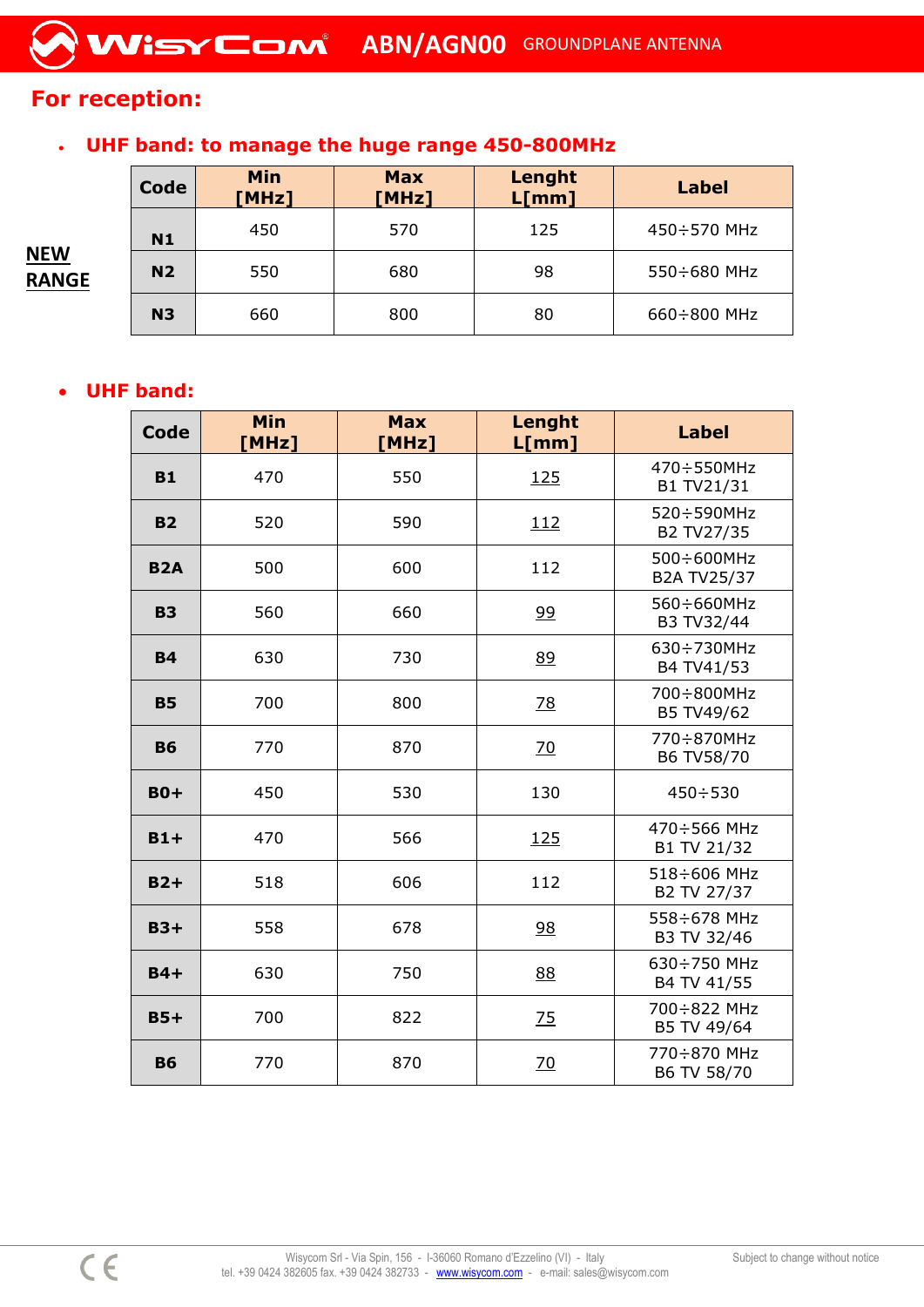## For reception:

- **UHF band: to manage the huge range 450-800MHz**

**NEW RANGE**

| Code | Min [MHz] | Max [MHz] | Lenght L[mm] | Label |
|---|---|---|---|---|
| N1 | 450 | 570 | 125 | 450÷570 MHz |
| N2 | 550 | 680 | 98 | 550÷680 MHz |
| N3 | 660 | 800 | 80 | 660÷800 MHz |

- **UHF band:**

| Code | Min [MHz] | Max [MHz] | Lenght L[mm] | Label |
|---|---|---|---|---|
| B1 | 470 | 550 | 125 | 470÷550MHz B1 TV21/31 |
| B2 | 520 | 590 | 112 | 520÷590MHz B2 TV27/35 |
| B2A | 500 | 600 | 112 | 500÷600MHz B2A TV25/37 |
| B3 | 560 | 660 | 99 | 560÷660MHz B3 TV32/44 |
| B4 | 630 | 730 | 89 | 630÷730MHz B4 TV41/53 |
| B5 | 700 | 800 | 78 | 700÷800MHz B5 TV49/62 |
| B6 | 770 | 870 | 70 | 770÷870MHz B6 TV58/70 |
| B0+ | 450 | 530 | 130 | 450÷530 |
| B1+ | 470 | 566 | 125 | 470÷566 MHz B1 TV 21/32 |
| B2+ | 518 | 606 | 112 | 518÷606 MHz B2 TV 27/37 |
| B3+ | 558 | 678 | 98 | 558÷678 MHz B3 TV 32/46 |
| B4+ | 630 | 750 | 88 | 630÷750 MHz B4 TV 41/55 |
| B5+ | 700 | 822 | 75 | 700÷822 MHz B5 TV 49/64 |
| B6 | 770 | 870 | 70 | 770÷870 MHz B6 TV 58/70 |